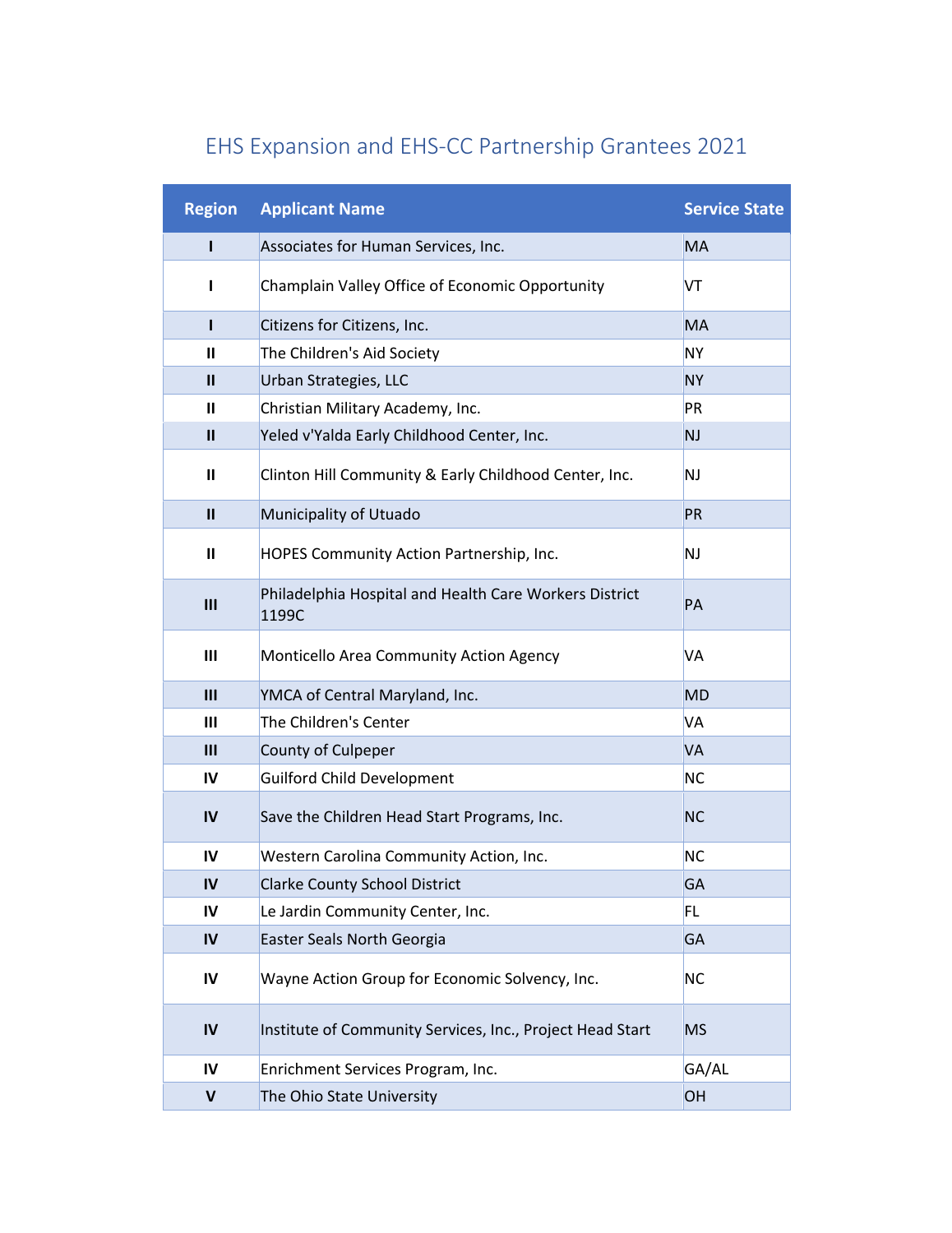# EHS Expansion and EHS-CC Partnership Grantees 2021

| Region | Applicant Name | Service State |
|---|---|---|
| I | Associates for Human Services, Inc. | MA |
| I | Champlain Valley Office of Economic Opportunity | VT |
| I | Citizens for Citizens, Inc. | MA |
| II | The Children's Aid Society | NY |
| II | Urban Strategies, LLC | NY |
| II | Christian Military Academy, Inc. | PR |
| II | Yeled v'Yalda Early Childhood Center, Inc. | NJ |
| II | Clinton Hill Community & Early Childhood Center, Inc. | NJ |
| II | Municipality of Utuado | PR |
| II | HOPES Community Action Partnership, Inc. | NJ |
| III | Philadelphia Hospital and Health Care Workers District 1199C | PA |
| III | Monticello Area Community Action Agency | VA |
| III | YMCA of Central Maryland, Inc. | MD |
| III | The Children's Center | VA |
| III | County of Culpeper | VA |
| IV | Guilford Child Development | NC |
| IV | Save the Children Head Start Programs, Inc. | NC |
| IV | Western Carolina Community Action, Inc. | NC |
| IV | Clarke County School District | GA |
| IV | Le Jardin Community Center, Inc. | FL |
| IV | Easter Seals North Georgia | GA |
| IV | Wayne Action Group for Economic Solvency, Inc. | NC |
| IV | Institute of Community Services, Inc., Project Head Start | MS |
| IV | Enrichment Services Program, Inc. | GA/AL |
| V | The Ohio State University | OH |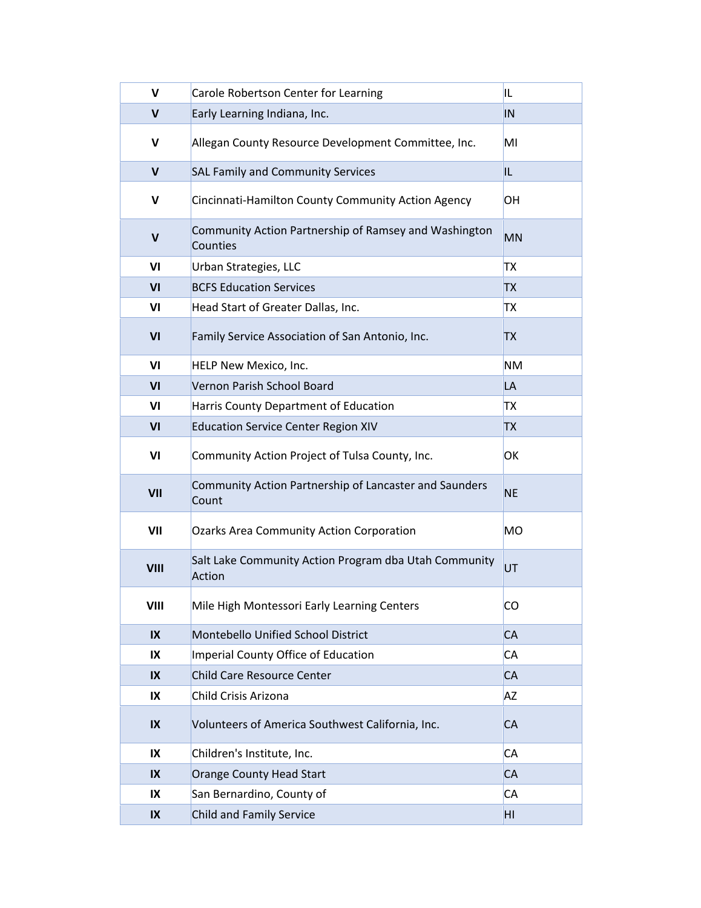| V | Carole Robertson Center for Learning | IL |
|---|---|---|
| V | Early Learning Indiana, Inc. | IN |
| V | Allegan County Resource Development Committee, Inc. | MI |
| V | SAL Family and Community Services | IL |
| V | Cincinnati-Hamilton County Community Action Agency | OH |
| V | Community Action Partnership of Ramsey and Washington Counties | MN |
| VI | Urban Strategies, LLC | TX |
| VI | BCFS Education Services | TX |
| VI | Head Start of Greater Dallas, Inc. | TX |
| VI | Family Service Association of San Antonio, Inc. | TX |
| VI | HELP New Mexico, Inc. | NM |
| VI | Vernon Parish School Board | LA |
| VI | Harris County Department of Education | TX |
| VI | Education Service Center Region XIV | TX |
| VI | Community Action Project of Tulsa County, Inc. | OK |
| VII | Community Action Partnership of Lancaster and Saunders Count | NE |
| VII | Ozarks Area Community Action Corporation | MO |
| VIII | Salt Lake Community Action Program dba Utah Community Action | UT |
| VIII | Mile High Montessori Early Learning Centers | CO |
| IX | Montebello Unified School District | CA |
| IX | Imperial County Office of Education | CA |
| IX | Child Care Resource Center | CA |
| IX | Child Crisis Arizona | AZ |
| IX | Volunteers of America Southwest California, Inc. | CA |
| IX | Children's Institute, Inc. | CA |
| IX | Orange County Head Start | CA |
| IX | San Bernardino, County of | CA |
| IX | Child and Family Service | HI |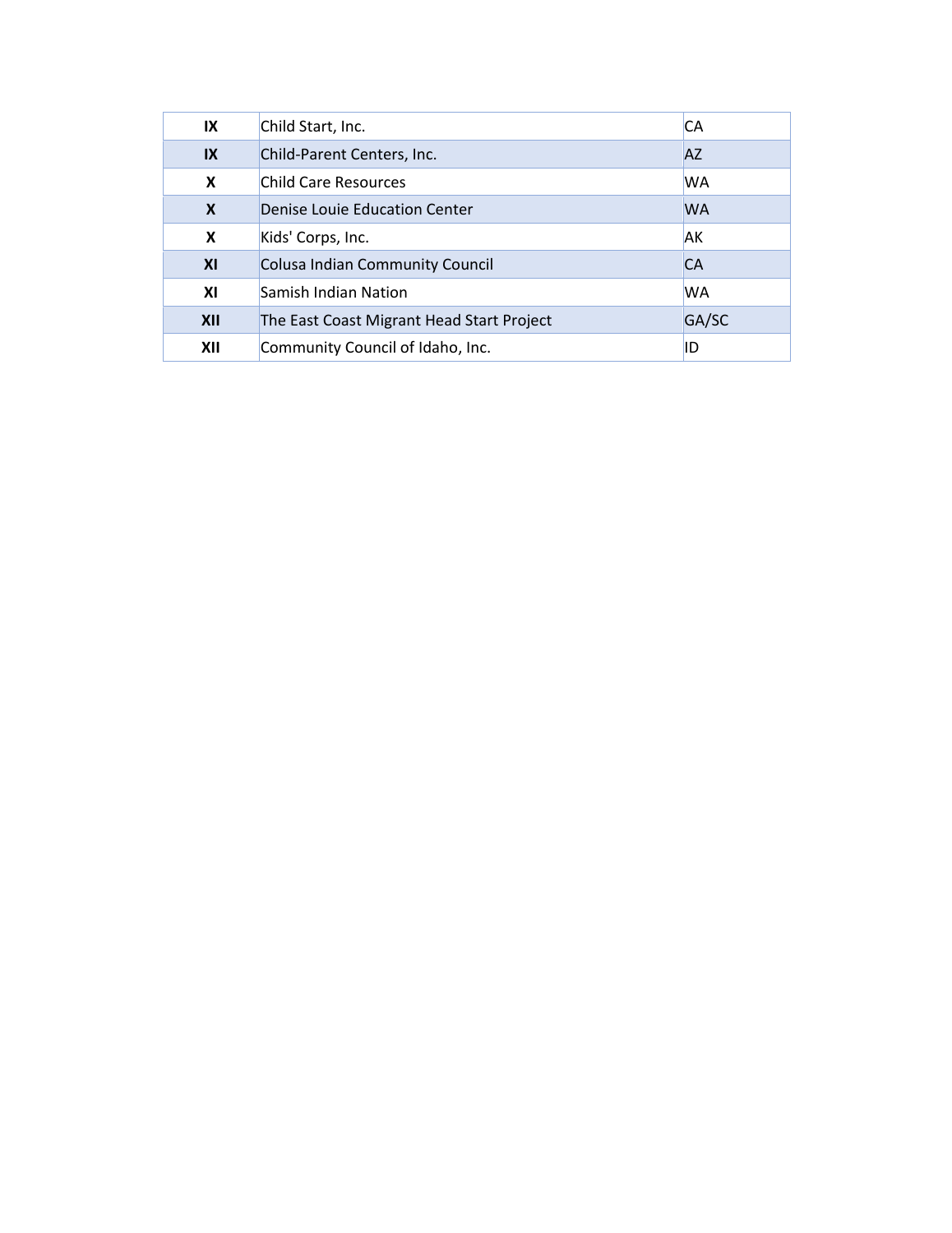| | | |
|---|---|---|
| **IX** | Child Start, Inc. | CA |
| **IX** | Child-Parent Centers, Inc. | AZ |
| **X** | Child Care Resources | WA |
| **X** | Denise Louie Education Center | WA |
| **X** | Kids' Corps, Inc. | AK |
| **XI** | Colusa Indian Community Council | CA |
| **XI** | Samish Indian Nation | WA |
| **XII** | The East Coast Migrant Head Start Project | GA/SC |
| **XII** | Community Council of Idaho, Inc. | ID |